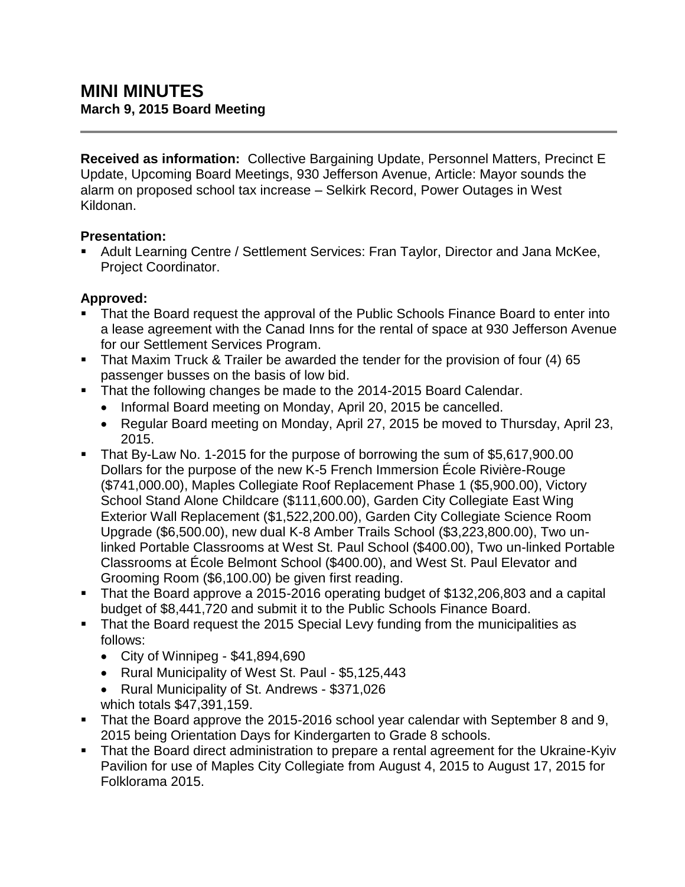# MINI MINUTES
## March 9, 2015 Board Meeting

**Received as information:** Collective Bargaining Update, Personnel Matters, Precinct E Update, Upcoming Board Meetings, 930 Jefferson Avenue, Article: Mayor sounds the alarm on proposed school tax increase – Selkirk Record, Power Outages in West Kildonan.

**Presentation:**

- Adult Learning Centre / Settlement Services: Fran Taylor, Director and Jana McKee, Project Coordinator.

**Approved:**

- That the Board request the approval of the Public Schools Finance Board to enter into a lease agreement with the Canad Inns for the rental of space at 930 Jefferson Avenue for our Settlement Services Program.
- That Maxim Truck & Trailer be awarded the tender for the provision of four (4) 65 passenger busses on the basis of low bid.
- That the following changes be made to the 2014-2015 Board Calendar.
  - Informal Board meeting on Monday, April 20, 2015 be cancelled.
  - Regular Board meeting on Monday, April 27, 2015 be moved to Thursday, April 23, 2015.
- That By-Law No. 1-2015 for the purpose of borrowing the sum of $5,617,900.00 Dollars for the purpose of the new K-5 French Immersion École Rivière-Rouge ($741,000.00), Maples Collegiate Roof Replacement Phase 1 ($5,900.00), Victory School Stand Alone Childcare ($111,600.00), Garden City Collegiate East Wing Exterior Wall Replacement ($1,522,200.00), Garden City Collegiate Science Room Upgrade ($6,500.00), new dual K-8 Amber Trails School ($3,223,800.00), Two un-linked Portable Classrooms at West St. Paul School ($400.00), Two un-linked Portable Classrooms at École Belmont School ($400.00), and West St. Paul Elevator and Grooming Room ($6,100.00) be given first reading.
- That the Board approve a 2015-2016 operating budget of $132,206,803 and a capital budget of $8,441,720 and submit it to the Public Schools Finance Board.
- That the Board request the 2015 Special Levy funding from the municipalities as follows:
  - City of Winnipeg - $41,894,690
  - Rural Municipality of West St. Paul - $5,125,443
  - Rural Municipality of St. Andrews - $371,026

  which totals $47,391,159.
- That the Board approve the 2015-2016 school year calendar with September 8 and 9, 2015 being Orientation Days for Kindergarten to Grade 8 schools.
- That the Board direct administration to prepare a rental agreement for the Ukraine-Kyiv Pavilion for use of Maples City Collegiate from August 4, 2015 to August 17, 2015 for Folklorama 2015.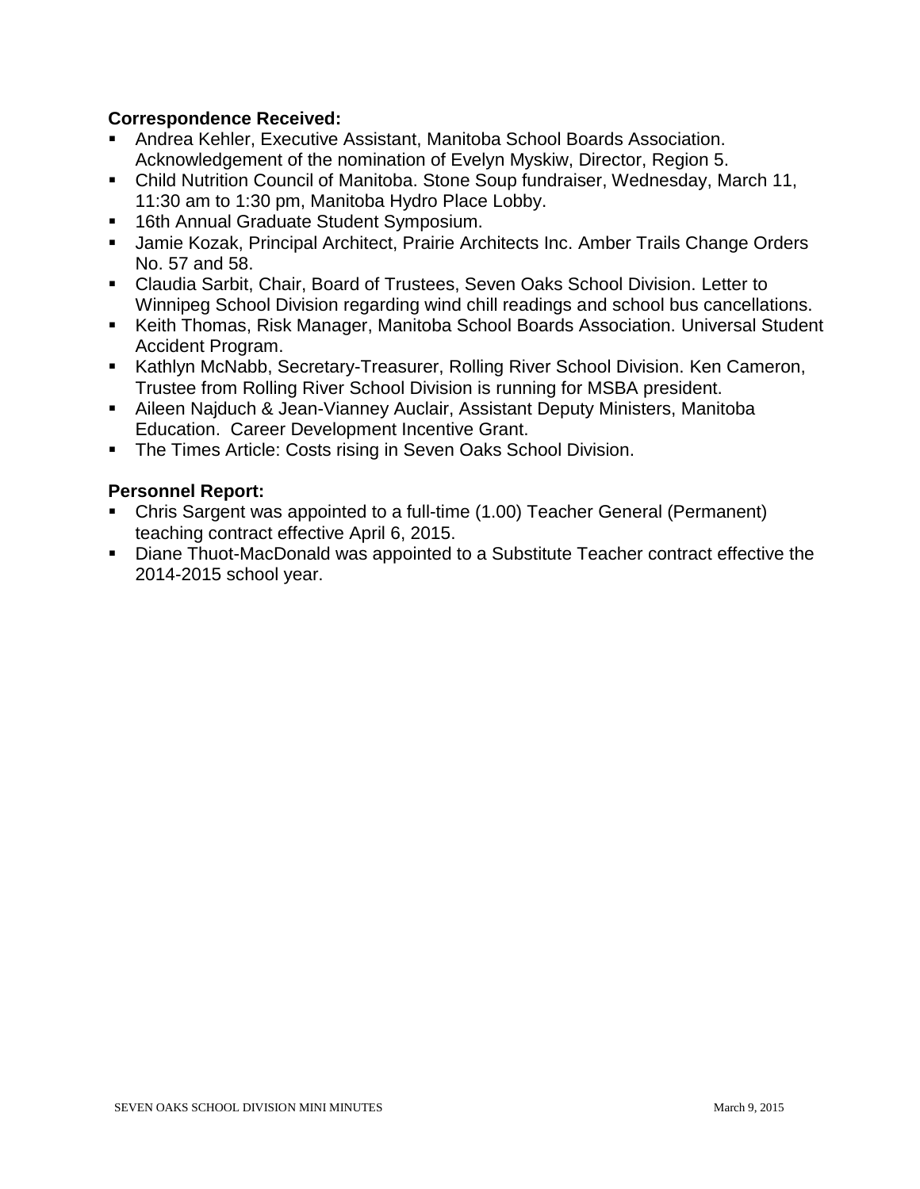**Correspondence Received:**

- Andrea Kehler, Executive Assistant, Manitoba School Boards Association. Acknowledgement of the nomination of Evelyn Myskiw, Director, Region 5.
- Child Nutrition Council of Manitoba. Stone Soup fundraiser, Wednesday, March 11, 11:30 am to 1:30 pm, Manitoba Hydro Place Lobby.
- 16th Annual Graduate Student Symposium.
- Jamie Kozak, Principal Architect, Prairie Architects Inc. Amber Trails Change Orders No. 57 and 58.
- Claudia Sarbit, Chair, Board of Trustees, Seven Oaks School Division. Letter to Winnipeg School Division regarding wind chill readings and school bus cancellations.
- Keith Thomas, Risk Manager, Manitoba School Boards Association. Universal Student Accident Program.
- Kathlyn McNabb, Secretary-Treasurer, Rolling River School Division. Ken Cameron, Trustee from Rolling River School Division is running for MSBA president.
- Aileen Najduch & Jean-Vianney Auclair, Assistant Deputy Ministers, Manitoba Education. Career Development Incentive Grant.
- The Times Article: Costs rising in Seven Oaks School Division.

**Personnel Report:**

- Chris Sargent was appointed to a full-time (1.00) Teacher General (Permanent) teaching contract effective April 6, 2015.
- Diane Thuot-MacDonald was appointed to a Substitute Teacher contract effective the 2014-2015 school year.